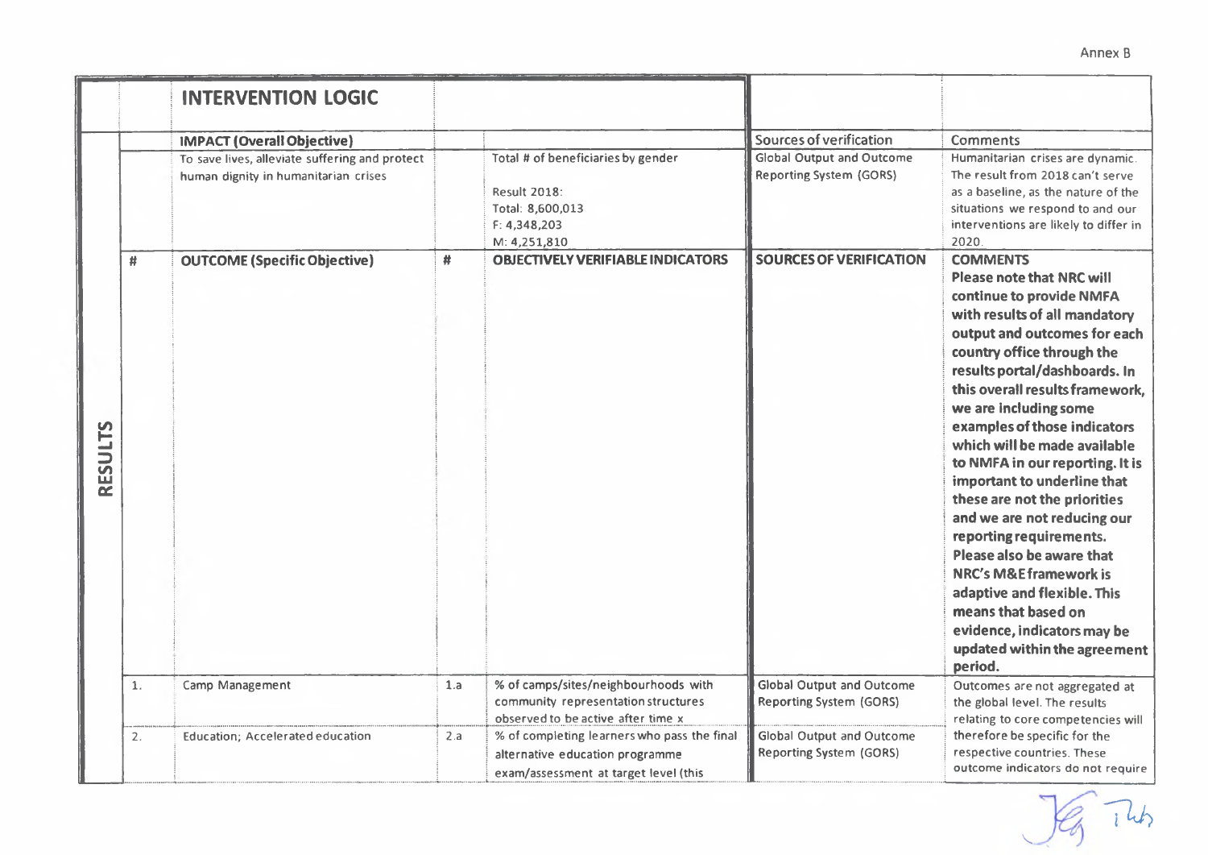Annex B

| | | INTERVENTION LOGIC | | | | |
|---|---|---|---|---|---|---|
| | | **IMPACT (Overall Objective)** | | | Sources of verification | Comments |
| | | To save lives, alleviate suffering and protect human dignity in humanitarian crises | | Total # of beneficiaries by gender<br><br>Result 2018:<br>Total: 8,600,013<br>F: 4,348,203<br>M: 4,251,810 | Global Output and Outcome Reporting System (GORS) | Humanitarian crises are dynamic. The result from 2018 can't serve as a baseline, as the nature of the situations we respond to and our interventions are likely to differ in 2020. |
| **RESULTS** | **#** | **OUTCOME (Specific Objective)** | **#** | **OBJECTIVELY VERIFIABLE INDICATORS** | **SOURCES OF VERIFICATION** | **COMMENTS**<br>**Please note that NRC will continue to provide NMFA with results of all mandatory output and outcomes for each country office through the results portal/dashboards. In this overall results framework, we are including some examples of those indicators which will be made available to NMFA in our reporting. It is important to underline that these are not the priorities and we are not reducing our reporting requirements. Please also be aware that NRC's M&E framework is adaptive and flexible. This means that based on evidence, indicators may be updated within the agreement period.** |
| | 1. | Camp Management | 1.a | % of camps/sites/neighbourhoods with community representation structures observed to be active after time x | Global Output and Outcome Reporting System (GORS) | Outcomes are not aggregated at the global level. The results relating to core competencies will therefore be specific for the respective countries. These outcome indicators do not require |
| | 2. | Education; Accelerated education | 2.a | % of completing learners who pass the final alternative education programme exam/assessment at target level (this | Global Output and Outcome Reporting System (GORS) | |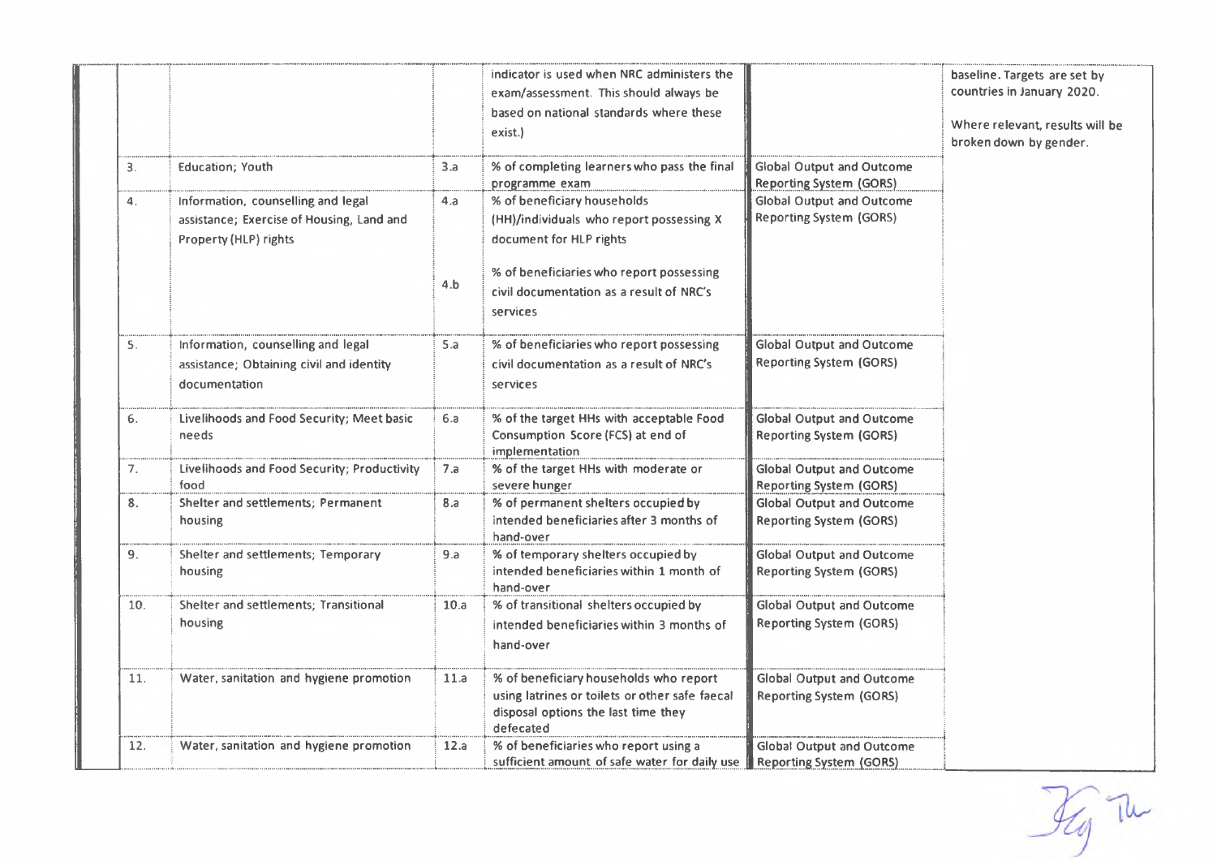| | | | | | |
|---|---|---|---|---|---|
| | | | indicator is used when NRC administers the exam/assessment. This should always be based on national standards where these exist.) | | baseline. Targets are set by countries in January 2020. Where relevant, results will be broken down by gender. |
| 3. | Education; Youth | 3.a | % of completing learners who pass the final programme exam | Global Output and Outcome Reporting System (GORS) | |
| 4. | Information, counselling and legal assistance; Exercise of Housing, Land and Property (HLP) rights | 4.a | % of beneficiary households (HH)/individuals who report possessing X document for HLP rights | Global Output and Outcome Reporting System (GORS) | |
| | | 4.b | % of beneficiaries who report possessing civil documentation as a result of NRC's services | | |
| 5. | Information, counselling and legal assistance; Obtaining civil and identity documentation | 5.a | % of beneficiaries who report possessing civil documentation as a result of NRC's services | Global Output and Outcome Reporting System (GORS) | |
| 6. | Livelihoods and Food Security; Meet basic needs | 6.a | % of the target HHs with acceptable Food Consumption Score (FCS) at end of implementation | Global Output and Outcome Reporting System (GORS) | |
| 7. | Livelihoods and Food Security; Productivity food | 7.a | % of the target HHs with moderate or severe hunger | Global Output and Outcome Reporting System (GORS) | |
| 8. | Shelter and settlements; Permanent housing | 8.a | % of permanent shelters occupied by intended beneficiaries after 3 months of hand-over | Global Output and Outcome Reporting System (GORS) | |
| 9. | Shelter and settlements; Temporary housing | 9.a | % of temporary shelters occupied by intended beneficiaries within 1 month of hand-over | Global Output and Outcome Reporting System (GORS) | |
| 10. | Shelter and settlements; Transitional housing | 10.a | % of transitional shelters occupied by intended beneficiaries within 3 months of hand-over | Global Output and Outcome Reporting System (GORS) | |
| 11. | Water, sanitation and hygiene promotion | 11.a | % of beneficiary households who report using latrines or toilets or other safe faecal disposal options the last time they defecated | Global Output and Outcome Reporting System (GORS) | |
| 12. | Water, sanitation and hygiene promotion | 12.a | % of beneficiaries who report using a sufficient amount of safe water for daily use | Global Output and Outcome Reporting System (GORS) | |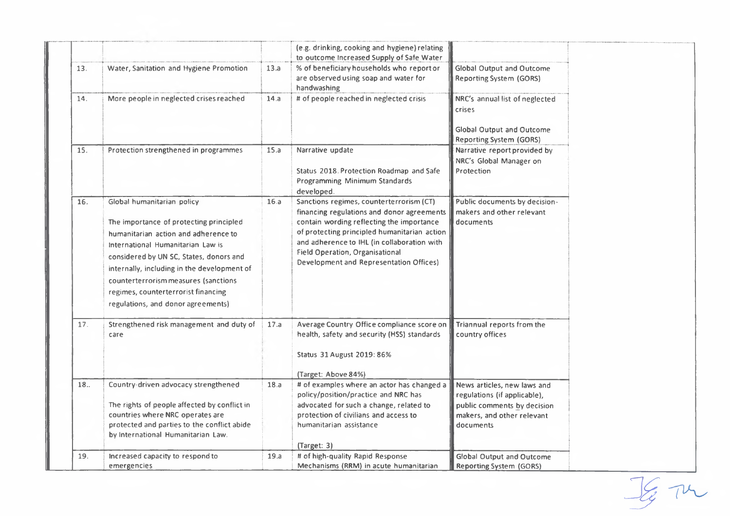| | | | | |
|---|---|---|---|---|
| | | | (e.g. drinking, cooking and hygiene) relating to outcome Increased Supply of Safe Water | |
| 13. | Water, Sanitation and Hygiene Promotion | 13.a | % of beneficiary households who report or are observed using soap and water for handwashing | Global Output and Outcome Reporting System (GORS) |
| 14. | More people in neglected crises reached | 14.a | # of people reached in neglected crisis | NRC's annual list of neglected crises<br><br>Global Output and Outcome Reporting System (GORS) |
| 15. | Protection strengthened in programmes | 15.a | Narrative update<br><br>Status 2018. Protection Roadmap and Safe Programming Minimum Standards developed. | Narrative report provided by NRC's Global Manager on Protection |
| 16. | Global humanitarian policy<br><br>The importance of protecting principled humanitarian action and adherence to International Humanitarian Law is considered by UN SC, States, donors and internally, including in the development of counterterrorism measures (sanctions regimes, counterterrorist financing regulations, and donor agreements) | 16.a | Sanctions regimes, counterterrorism (CT) financing regulations and donor agreements contain wording reflecting the importance of protecting principled humanitarian action and adherence to IHL (in collaboration with Field Operation, Organisational Development and Representation Offices) | Public documents by decision-makers and other relevant documents |
| 17. | Strengthened risk management and duty of care | 17.a | Average Country Office compliance score on health, safety and security (HSS) standards<br><br>Status 31 August 2019: 86%<br><br>(Target: Above 84%) | Triannual reports from the country offices |
| 18.. | Country-driven advocacy strengthened<br><br>The rights of people affected by conflict in countries where NRC operates are protected and parties to the conflict abide by International Humanitarian Law. | 18.a | # of examples where an actor has changed a policy/position/practice and NRC has advocated for such a change, related to protection of civilians and access to humanitarian assistance<br><br>(Target: 3) | News articles, new laws and regulations (if applicable), public comments by decision makers, and other relevant documents |
| 19. | Increased capacity to respond to emergencies | 19.a | # of high-quality Rapid Response Mechanisms (RRM) in acute humanitarian | Global Output and Outcome Reporting System (GORS) |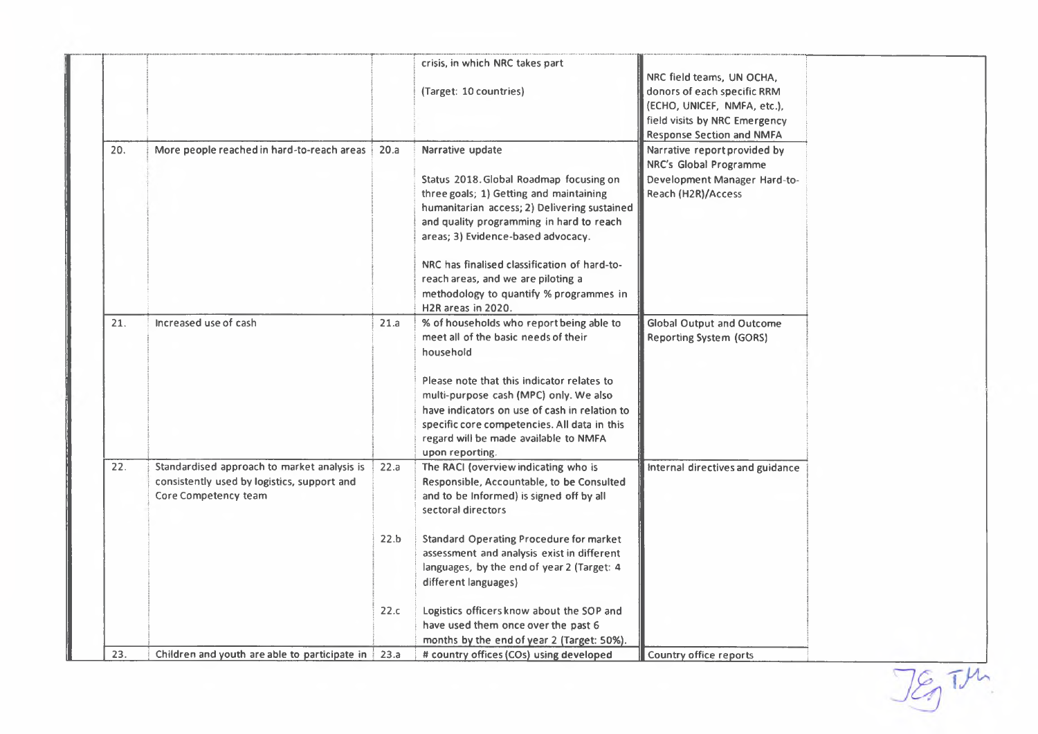| | | | | |
|---|---|---|---|---|
| | | | crisis, in which NRC takes part<br><br>(Target: 10 countries) | NRC field teams, UN OCHA, donors of each specific RRM (ECHO, UNICEF, NMFA, etc.), field visits by NRC Emergency Response Section and NMFA |
| 20. | More people reached in hard-to-reach areas | 20.a | Narrative update<br><br>Status 2018. Global Roadmap focusing on three goals; 1) Getting and maintaining humanitarian access; 2) Delivering sustained and quality programming in hard to reach areas; 3) Evidence-based advocacy.<br><br>NRC has finalised classification of hard-to-reach areas, and we are piloting a methodology to quantify % programmes in H2R areas in 2020. | Narrative report provided by NRC's Global Programme Development Manager Hard-to-Reach (H2R)/Access |
| 21. | Increased use of cash | 21.a | % of households who report being able to meet all of the basic needs of their household<br><br>Please note that this indicator relates to multi-purpose cash (MPC) only. We also have indicators on use of cash in relation to specific core competencies. All data in this regard will be made available to NMFA upon reporting. | Global Output and Outcome Reporting System (GORS) |
| 22. | Standardised approach to market analysis is consistently used by logistics, support and Core Competency team | 22.a | The RACI (overview indicating who is Responsible, Accountable, to be Consulted and to be Informed) is signed off by all sectoral directors | Internal directives and guidance |
| | | 22.b | Standard Operating Procedure for market assessment and analysis exist in different languages, by the end of year 2 (Target: 4 different languages) | |
| | | 22.c | Logistics officers know about the SOP and have used them once over the past 6 months by the end of year 2 (Target: 50%). | |
| 23. | Children and youth are able to participate in | 23.a | # country offices (COs) using developed | Country office reports |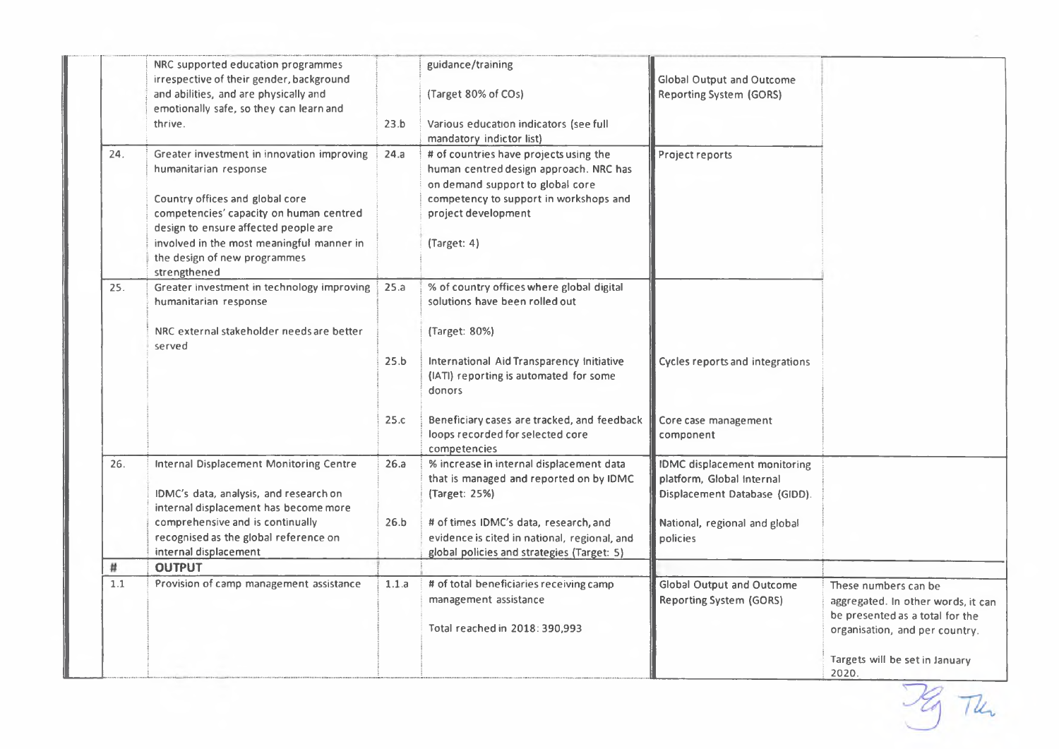| | | | | | |
|---|---|---|---|---|---|
| | NRC supported education programmes irrespective of their gender, background and abilities, and are physically and emotionally safe, so they can learn and thrive. | 23.b | guidance/training<br><br>(Target 80% of COs)<br><br>Various education indicators (see full mandatory indictor list) | Global Output and Outcome Reporting System (GORS) | |
| 24. | Greater investment in innovation improving humanitarian response<br><br>Country offices and global core competencies' capacity on human centred design to ensure affected people are involved in the most meaningful manner in the design of new programmes strengthened | 24.a | # of countries have projects using the human centred design approach. NRC has on demand support to global core competency to support in workshops and project development<br><br>(Target: 4) | Project reports | |
| 25. | Greater investment in technology improving humanitarian response<br><br>NRC external stakeholder needs are better served | 25.a | % of country offices where global digital solutions have been rolled out<br><br>(Target: 80%) | | |
| | | 25.b | International Aid Transparency Initiative (IATI) reporting is automated for some donors | Cycles reports and integrations | |
| | | 25.c | Beneficiary cases are tracked, and feedback loops recorded for selected core competencies | Core case management component | |
| 26. | Internal Displacement Monitoring Centre<br><br>IDMC's data, analysis, and research on internal displacement has become more comprehensive and is continually recognised as the global reference on internal displacement | 26.a | % increase in internal displacement data that is managed and reported on by IDMC (Target: 25%) | IDMC displacement monitoring platform, Global Internal Displacement Database (GIDD). | |
| | | 26.b | # of times IDMC's data, research, and evidence is cited in national, regional, and global policies and strategies (Target: 5) | National, regional and global policies | |
| **#** | **OUTPUT** | | | | |
| 1.1 | Provision of camp management assistance | 1.1.a | # of total beneficiaries receiving camp management assistance<br><br>Total reached in 2018: 390,993 | Global Output and Outcome Reporting System (GORS) | These numbers can be aggregated. In other words, it can be presented as a total for the organisation, and per country.<br><br>Targets will be set in January 2020. |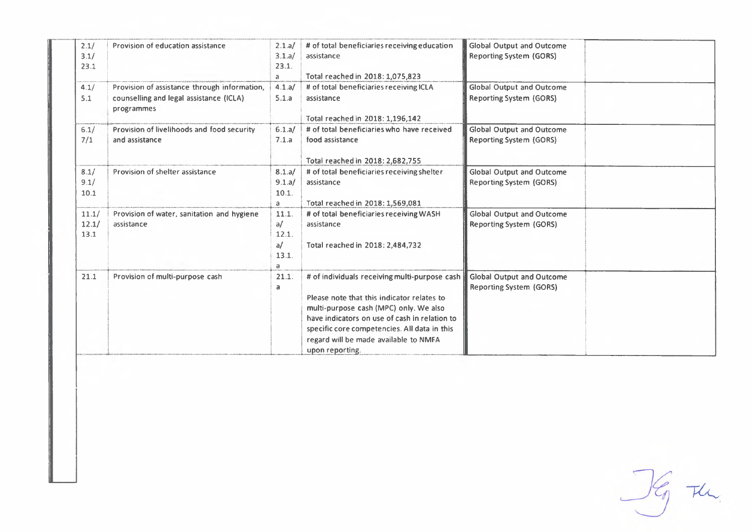| | | | | | |
|---|---|---|---|---|---|
| 2.1/ 3.1/ 23.1 | Provision of education assistance | 2.1.a/ 3.1.a/ 23.1.a | # of total beneficiaries receiving education assistance<br><br>Total reached in 2018: 1,075,823 | Global Output and Outcome Reporting System (GORS) | |
| 4.1/ 5.1 | Provision of assistance through information, counselling and legal assistance (ICLA) programmes | 4.1.a/ 5.1.a | # of total beneficiaries receiving ICLA assistance<br><br>Total reached in 2018: 1,196,142 | Global Output and Outcome Reporting System (GORS) | |
| 6.1/ 7/1 | Provision of livelihoods and food security and assistance | 6.1.a/ 7.1.a | # of total beneficiaries who have received food assistance<br><br>Total reached in 2018: 2,682,755 | Global Output and Outcome Reporting System (GORS) | |
| 8.1/ 9.1/ 10.1 | Provision of shelter assistance | 8.1.a/ 9.1.a/ 10.1.a | # of total beneficiaries receiving shelter assistance<br><br>Total reached in 2018: 1,569,081 | Global Output and Outcome Reporting System (GORS) | |
| 11.1/ 12.1/ 13.1 | Provision of water, sanitation and hygiene assistance | 11.1.a/ 12.1.a/ 13.1.a | # of total beneficiaries receiving WASH assistance<br><br>Total reached in 2018: 2,484,732 | Global Output and Outcome Reporting System (GORS) | |
| 21.1 | Provision of multi-purpose cash | 21.1.a | # of individuals receiving multi-purpose cash<br><br>Please note that this indicator relates to multi-purpose cash (MPC) only. We also have indicators on use of cash in relation to specific core competencies. All data in this regard will be made available to NMFA upon reporting. | Global Output and Outcome Reporting System (GORS) | |